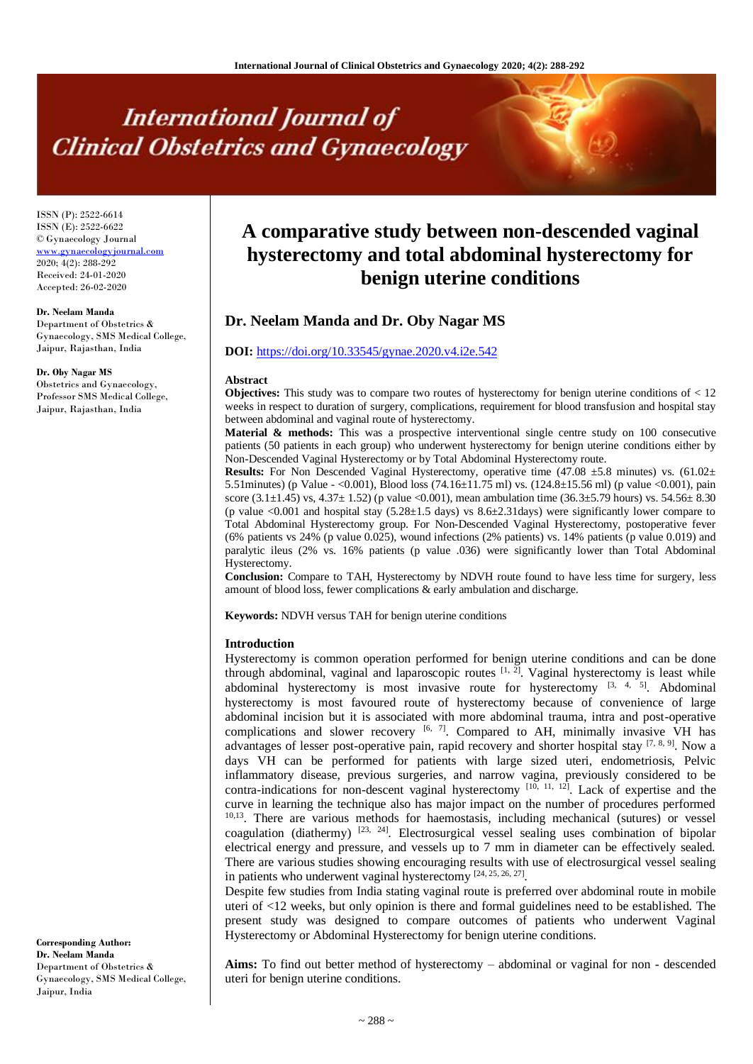# A comparative study between non-descended vaginal hysterectomy and total abdominal hysterectomy for benign uterine conditions

ISSN (P): 2522-6614
ISSN (E): 2522-6622
© Gynaecology Journal
www.gynaecologyjournal.com
2020; 4(2): 288-292
Received: 24-01-2020
Accepted: 26-02-2020

**Dr. Neelam Manda**
Department of Obstetrics & Gynaecology, SMS Medical College, Jaipur, Rajasthan, India

**Dr. Oby Nagar MS**
Obstetrics and Gynaecology, Professor SMS Medical College, Jaipur, Rajasthan, India

**Corresponding Author:**
**Dr. Neelam Manda**
Department of Obstetrics & Gynaecology, SMS Medical College, Jaipur, India

## Dr. Neelam Manda and Dr. Oby Nagar MS

**DOI:** https://doi.org/10.33545/gynae.2020.v4.i2e.542

**Abstract**

**Objectives:** This study was to compare two routes of hysterectomy for benign uterine conditions of < 12 weeks in respect to duration of surgery, complications, requirement for blood transfusion and hospital stay between abdominal and vaginal route of hysterectomy.

**Material & methods:** This was a prospective interventional single centre study on 100 consecutive patients (50 patients in each group) who underwent hysterectomy for benign uterine conditions either by Non-Descended Vaginal Hysterectomy or by Total Abdominal Hysterectomy route.

**Results:** For Non Descended Vaginal Hysterectomy, operative time (47.08 ±5.8 minutes) vs. (61.02± 5.51minutes) (p Value - <0.001), Blood loss (74.16±11.75 ml) vs. (124.8±15.56 ml) (p value <0.001), pain score (3.1±1.45) vs, 4.37± 1.52) (p value <0.001), mean ambulation time (36.3±5.79 hours) vs. 54.56± 8.30 (p value <0.001 and hospital stay (5.28±1.5 days) vs 8.6±2.31days) were significantly lower compare to Total Abdominal Hysterectomy group. For Non-Descended Vaginal Hysterectomy, postoperative fever (6% patients vs 24% (p value 0.025), wound infections (2% patients) vs. 14% patients (p value 0.019) and paralytic ileus (2% vs. 16% patients (p value .036) were significantly lower than Total Abdominal Hysterectomy.

**Conclusion:** Compare to TAH, Hysterectomy by NDVH route found to have less time for surgery, less amount of blood loss, fewer complications & early ambulation and discharge.

**Keywords:** NDVH versus TAH for benign uterine conditions

## Introduction

Hysterectomy is common operation performed for benign uterine conditions and can be done through abdominal, vaginal and laparoscopic routes [1, 2]. Vaginal hysterectomy is least while abdominal hysterectomy is most invasive route for hysterectomy [3, 4, 5]. Abdominal hysterectomy is most favoured route of hysterectomy because of convenience of large abdominal incision but it is associated with more abdominal trauma, intra and post-operative complications and slower recovery [6, 7]. Compared to AH, minimally invasive VH has advantages of lesser post-operative pain, rapid recovery and shorter hospital stay [7, 8, 9]. Now a days VH can be performed for patients with large sized uteri, endometriosis, Pelvic inflammatory disease, previous surgeries, and narrow vagina, previously considered to be contra-indications for non-descent vaginal hysterectomy [10, 11, 12]. Lack of expertise and the curve in learning the technique also has major impact on the number of procedures performed [10,13]. There are various methods for haemostasis, including mechanical (sutures) or vessel coagulation (diathermy) [23, 24]. Electrosurgical vessel sealing uses combination of bipolar electrical energy and pressure, and vessels up to 7 mm in diameter can be effectively sealed. There are various studies showing encouraging results with use of electrosurgical vessel sealing in patients who underwent vaginal hysterectomy [24, 25, 26, 27].

Despite few studies from India stating vaginal route is preferred over abdominal route in mobile uteri of <12 weeks, but only opinion is there and formal guidelines need to be established. The present study was designed to compare outcomes of patients who underwent Vaginal Hysterectomy or Abdominal Hysterectomy for benign uterine conditions.

**Aims:** To find out better method of hysterectomy – abdominal or vaginal for non - descended uteri for benign uterine conditions.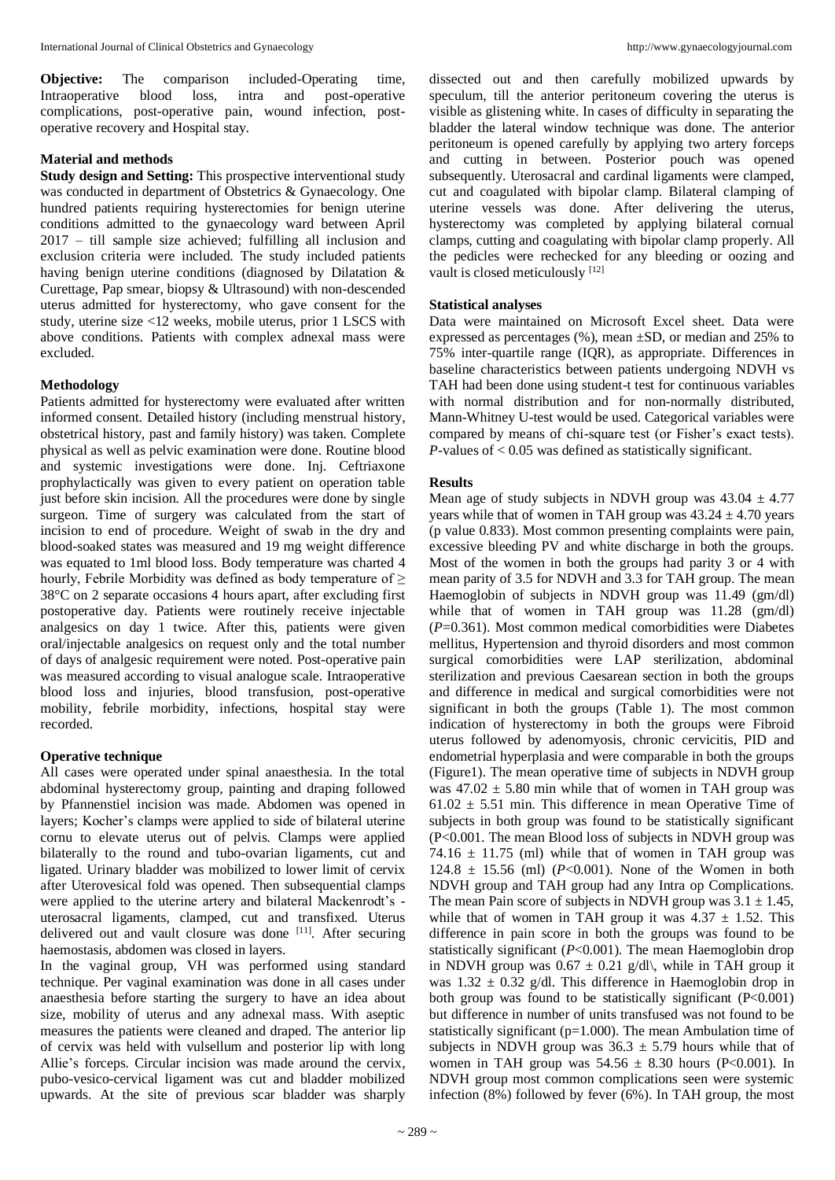**Objective:** The comparison included-Operating time, Intraoperative blood loss, intra and post-operative complications, post-operative pain, wound infection, post-operative recovery and Hospital stay.

## Material and methods

**Study design and Setting:** This prospective interventional study was conducted in department of Obstetrics & Gynaecology. One hundred patients requiring hysterectomies for benign uterine conditions admitted to the gynaecology ward between April 2017 – till sample size achieved; fulfilling all inclusion and exclusion criteria were included. The study included patients having benign uterine conditions (diagnosed by Dilatation & Curettage, Pap smear, biopsy & Ultrasound) with non-descended uterus admitted for hysterectomy, who gave consent for the study, uterine size <12 weeks, mobile uterus, prior 1 LSCS with above conditions. Patients with complex adnexal mass were excluded.

### Methodology

Patients admitted for hysterectomy were evaluated after written informed consent. Detailed history (including menstrual history, obstetrical history, past and family history) was taken. Complete physical as well as pelvic examination were done. Routine blood and systemic investigations were done. Inj. Ceftriaxone prophylactically was given to every patient on operation table just before skin incision. All the procedures were done by single surgeon. Time of surgery was calculated from the start of incision to end of procedure. Weight of swab in the dry and blood-soaked states was measured and 19 mg weight difference was equated to 1ml blood loss. Body temperature was charted 4 hourly, Febrile Morbidity was defined as body temperature of ≥ 38°C on 2 separate occasions 4 hours apart, after excluding first postoperative day. Patients were routinely receive injectable analgesics on day 1 twice. After this, patients were given oral/injectable analgesics on request only and the total number of days of analgesic requirement were noted. Post-operative pain was measured according to visual analogue scale. Intraoperative blood loss and injuries, blood transfusion, post-operative mobility, febrile morbidity, infections, hospital stay were recorded.

### Operative technique

All cases were operated under spinal anaesthesia. In the total abdominal hysterectomy group, painting and draping followed by Pfannenstiel incision was made. Abdomen was opened in layers; Kocher's clamps were applied to side of bilateral uterine cornu to elevate uterus out of pelvis. Clamps were applied bilaterally to the round and tubo-ovarian ligaments, cut and ligated. Urinary bladder was mobilized to lower limit of cervix after Uterovesical fold was opened. Then subsequential clamps were applied to the uterine artery and bilateral Mackenrodt's - uterosacral ligaments, clamped, cut and transfixed. Uterus delivered out and vault closure was done [11]. After securing haemostasis, abdomen was closed in layers.

In the vaginal group, VH was performed using standard technique. Per vaginal examination was done in all cases under anaesthesia before starting the surgery to have an idea about size, mobility of uterus and any adnexal mass. With aseptic measures the patients were cleaned and draped. The anterior lip of cervix was held with vulsellum and posterior lip with long Allie's forceps. Circular incision was made around the cervix, pubo-vesico-cervical ligament was cut and bladder mobilized upwards. At the site of previous scar bladder was sharply dissected out and then carefully mobilized upwards by speculum, till the anterior peritoneum covering the uterus is visible as glistening white. In cases of difficulty in separating the bladder the lateral window technique was done. The anterior peritoneum is opened carefully by applying two artery forceps and cutting in between. Posterior pouch was opened subsequently. Uterosacral and cardinal ligaments were clamped, cut and coagulated with bipolar clamp. Bilateral clamping of uterine vessels was done. After delivering the uterus, hysterectomy was completed by applying bilateral cornual clamps, cutting and coagulating with bipolar clamp properly. All the pedicles were rechecked for any bleeding or oozing and vault is closed meticulously [12]

### Statistical analyses

Data were maintained on Microsoft Excel sheet. Data were expressed as percentages (%), mean ±SD, or median and 25% to 75% inter-quartile range (IQR), as appropriate. Differences in baseline characteristics between patients undergoing NDVH vs TAH had been done using student-t test for continuous variables with normal distribution and for non-normally distributed, Mann-Whitney U-test would be used. Categorical variables were compared by means of chi-square test (or Fisher's exact tests). *P*-values of $< 0.05$ was defined as statistically significant.

## Results

Mean age of study subjects in NDVH group was $43.04 \pm 4.77$ years while that of women in TAH group was $43.24 \pm 4.70$ years (p value 0.833). Most common presenting complaints were pain, excessive bleeding PV and white discharge in both the groups. Most of the women in both the groups had parity 3 or 4 with mean parity of 3.5 for NDVH and 3.3 for TAH group. The mean Haemoglobin of subjects in NDVH group was 11.49 (gm/dl) while that of women in TAH group was 11.28 (gm/dl) ($P$=0.361). Most common medical comorbidities were Diabetes mellitus, Hypertension and thyroid disorders and most common surgical comorbidities were LAP sterilization, abdominal sterilization and previous Caesarean section in both the groups and difference in medical and surgical comorbidities were not significant in both the groups (Table 1). The most common indication of hysterectomy in both the groups were Fibroid uterus followed by adenomyosis, chronic cervicitis, PID and endometrial hyperplasia and were comparable in both the groups (Figure1). The mean operative time of subjects in NDVH group was $47.02 \pm 5.80$ min while that of women in TAH group was $61.02 \pm 5.51$ min. This difference in mean Operative Time of subjects in both group was found to be statistically significant ($P<0.001$). The mean Blood loss of subjects in NDVH group was $74.16 \pm 11.75$ (ml) while that of women in TAH group was $124.8 \pm 15.56$ (ml) ($P<0.001$). None of the Women in both NDVH group and TAH group had any Intra op Complications. The mean Pain score of subjects in NDVH group was $3.1 \pm 1.45$, while that of women in TAH group it was $4.37 \pm 1.52$. This difference in pain score in both the groups was found to be statistically significant ($P<0.001$). The mean Haemoglobin drop in NDVH group was $0.67 \pm 0.21$ g/dl\, while in TAH group it was $1.32 \pm 0.32$ g/dl. This difference in Haemoglobin drop in both group was found to be statistically significant ($P<0.001$) but difference in number of units transfused was not found to be statistically significant (p=1.000). The mean Ambulation time of subjects in NDVH group was $36.3 \pm 5.79$ hours while that of women in TAH group was $54.56 \pm 8.30$ hours ($P<0.001$). In NDVH group most common complications seen were systemic infection (8%) followed by fever (6%). In TAH group, the most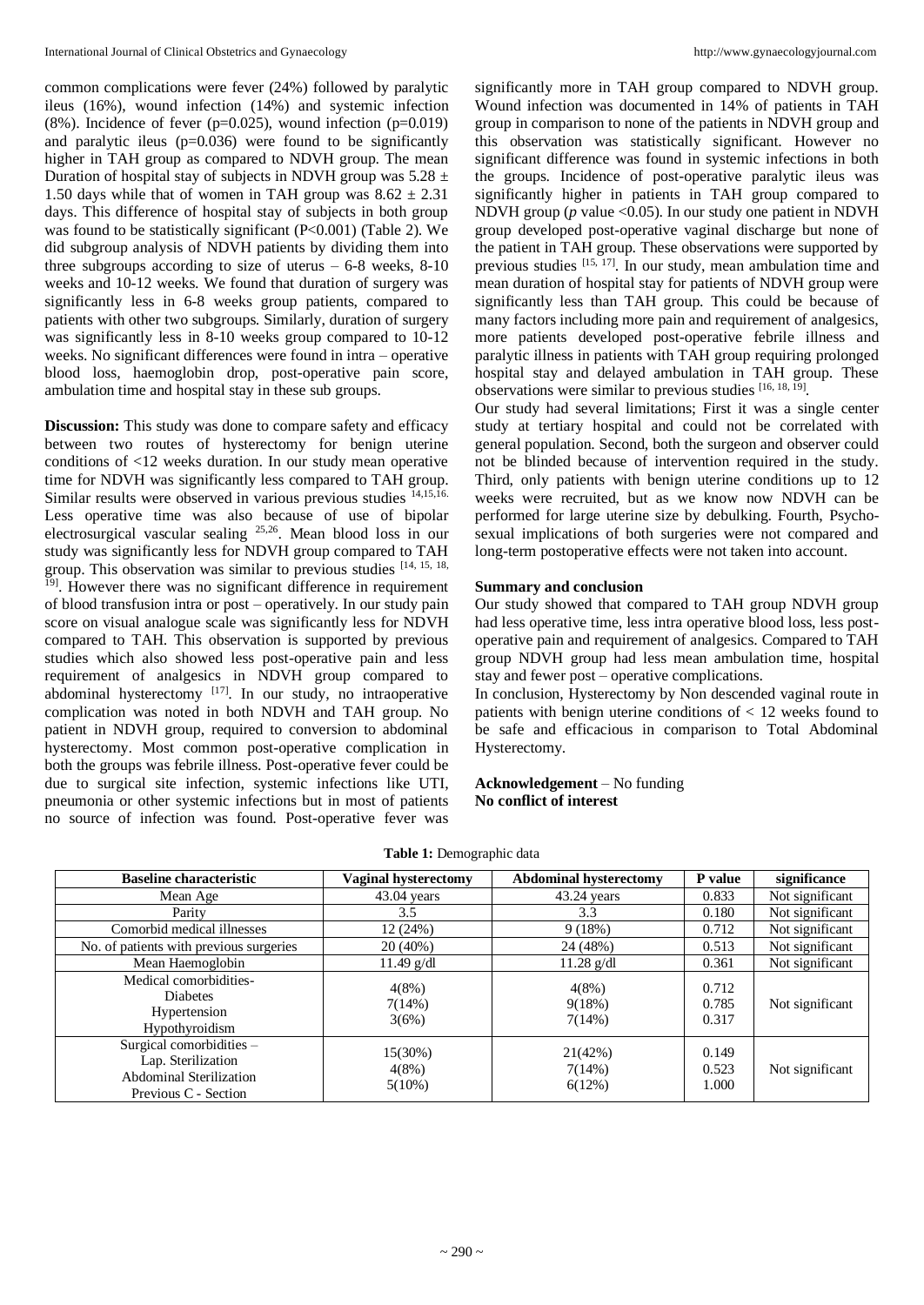common complications were fever (24%) followed by paralytic ileus (16%), wound infection (14%) and systemic infection (8%). Incidence of fever (p=0.025), wound infection (p=0.019) and paralytic ileus (p=0.036) were found to be significantly higher in TAH group as compared to NDVH group. The mean Duration of hospital stay of subjects in NDVH group was 5.28 ± 1.50 days while that of women in TAH group was 8.62 ± 2.31 days. This difference of hospital stay of subjects in both group was found to be statistically significant (P<0.001) (Table 2). We did subgroup analysis of NDVH patients by dividing them into three subgroups according to size of uterus – 6-8 weeks, 8-10 weeks and 10-12 weeks. We found that duration of surgery was significantly less in 6-8 weeks group patients, compared to patients with other two subgroups. Similarly, duration of surgery was significantly less in 8-10 weeks group compared to 10-12 weeks. No significant differences were found in intra – operative blood loss, haemoglobin drop, post-operative pain score, ambulation time and hospital stay in these sub groups.

**Discussion:** This study was done to compare safety and efficacy between two routes of hysterectomy for benign uterine conditions of <12 weeks duration. In our study mean operative time for NDVH was significantly less compared to TAH group. Similar results were observed in various previous studies [14,15,16]. Less operative time was also because of use of bipolar electrosurgical vascular sealing [25,26]. Mean blood loss in our study was significantly less for NDVH group compared to TAH group. This observation was similar to previous studies [14, 15, 18, 19]. However there was no significant difference in requirement of blood transfusion intra or post – operatively. In our study pain score on visual analogue scale was significantly less for NDVH compared to TAH. This observation is supported by previous studies which also showed less post-operative pain and less requirement of analgesics in NDVH group compared to abdominal hysterectomy [17]. In our study, no intraoperative complication was noted in both NDVH and TAH group. No patient in NDVH group, required to conversion to abdominal hysterectomy. Most common post-operative complication in both the groups was febrile illness. Post-operative fever could be due to surgical site infection, systemic infections like UTI, pneumonia or other systemic infections but in most of patients no source of infection was found. Post-operative fever was significantly more in TAH group compared to NDVH group. Wound infection was documented in 14% of patients in TAH group in comparison to none of the patients in NDVH group and this observation was statistically significant. However no significant difference was found in systemic infections in both the groups. Incidence of post-operative paralytic ileus was significantly higher in patients in TAH group compared to NDVH group (*p* value <0.05). In our study one patient in NDVH group developed post-operative vaginal discharge but none of the patient in TAH group. These observations were supported by previous studies [15, 17]. In our study, mean ambulation time and mean duration of hospital stay for patients of NDVH group were significantly less than TAH group. This could be because of many factors including more pain and requirement of analgesics, more patients developed post-operative febrile illness and paralytic illness in patients with TAH group requiring prolonged hospital stay and delayed ambulation in TAH group. These observations were similar to previous studies [16, 18, 19].

Our study had several limitations; First it was a single center study at tertiary hospital and could not be correlated with general population. Second, both the surgeon and observer could not be blinded because of intervention required in the study. Third, only patients with benign uterine conditions up to 12 weeks were recruited, but as we know now NDVH can be performed for large uterine size by debulking. Fourth, Psycho-sexual implications of both surgeries were not compared and long-term postoperative effects were not taken into account.

**Summary and conclusion**

Our study showed that compared to TAH group NDVH group had less operative time, less intra operative blood loss, less post-operative pain and requirement of analgesics. Compared to TAH group NDVH group had less mean ambulation time, hospital stay and fewer post – operative complications.

In conclusion, Hysterectomy by Non descended vaginal route in patients with benign uterine conditions of < 12 weeks found to be safe and efficacious in comparison to Total Abdominal Hysterectomy.

**Acknowledgement** – No funding
**No conflict of interest**

**Table 1:** Demographic data

| Baseline characteristic | Vaginal hysterectomy | Abdominal hysterectomy | P value | significance |
|---|---|---|---|---|
| Mean Age | 43.04 years | 43.24 years | 0.833 | Not significant |
| Parity | 3.5 | 3.3 | 0.180 | Not significant |
| Comorbid medical illnesses | 12 (24%) | 9 (18%) | 0.712 | Not significant |
| No. of patients with previous surgeries | 20 (40%) | 24 (48%) | 0.513 | Not significant |
| Mean Haemoglobin | 11.49 g/dl | 11.28 g/dl | 0.361 | Not significant |
| Medical comorbidities- | | | | Not significant |
| Diabetes | 4(8%) | 4(8%) | 0.712 | |
| Hypertension | 7(14%) | 9(18%) | 0.785 | |
| Hypothyroidism | 3(6%) | 7(14%) | 0.317 | |
| Surgical comorbidities – | | | | Not significant |
| Lap. Sterilization | 15(30%) | 21(42%) | 0.149 | |
| Abdominal Sterilization | 4(8%) | 7(14%) | 0.523 | |
| Previous C - Section | 5(10%) | 6(12%) | 1.000 | |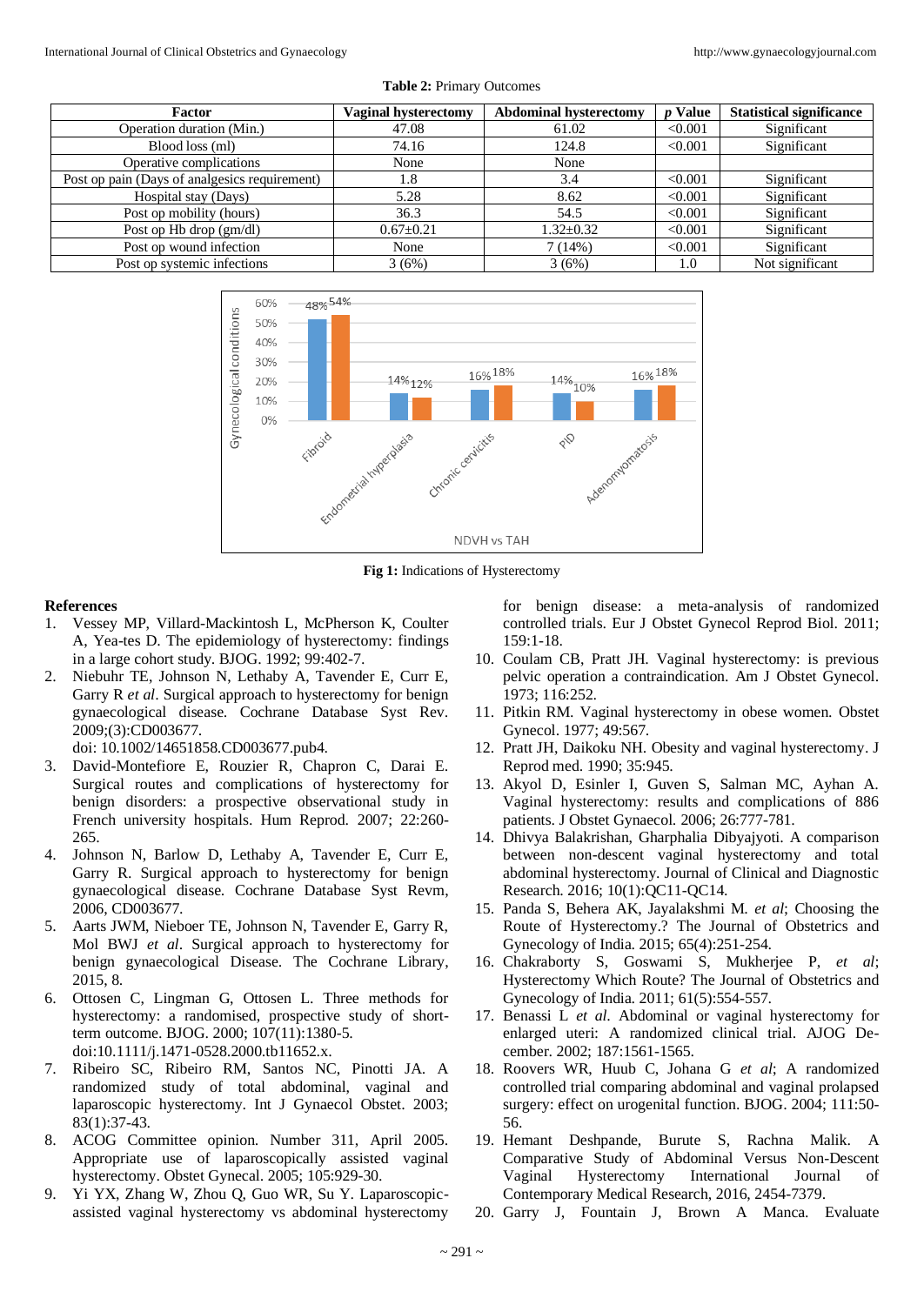**Table 2:** Primary Outcomes

| Factor | Vaginal hysterectomy | Abdominal hysterectomy | *p* Value | Statistical significance |
|---|---|---|---|---|
| Operation duration (Min.) | 47.08 | 61.02 | <0.001 | Significant |
| Blood loss (ml) | 74.16 | 124.8 | <0.001 | Significant |
| Operative complications | None | None | | |
| Post op pain (Days of analgesics requirement) | 1.8 | 3.4 | <0.001 | Significant |
| Hospital stay (Days) | 5.28 | 8.62 | <0.001 | Significant |
| Post op mobility (hours) | 36.3 | 54.5 | <0.001 | Significant |
| Post op Hb drop (gm/dl) | 0.67±0.21 | 1.32±0.32 | <0.001 | Significant |
| Post op wound infection | None | 7 (14%) | <0.001 | Significant |
| Post op systemic infections | 3 (6%) | 3 (6%) | 1.0 | Not significant |

**Fig 1:** Indications of Hysterectomy

## References

1. Vessey MP, Villard-Mackintosh L, McPherson K, Coulter A, Yea-tes D. The epidemiology of hysterectomy: findings in a large cohort study. BJOG. 1992; 99:402-7.
2. Niebuhr TE, Johnson N, Lethaby A, Tavender E, Curr E, Garry R *et al*. Surgical approach to hysterectomy for benign gynaecological disease. Cochrane Database Syst Rev. 2009;(3):CD003677. doi: 10.1002/14651858.CD003677.pub4.
3. David-Montefiore E, Rouzier R, Chapron C, Darai E. Surgical routes and complications of hysterectomy for benign disorders: a prospective observational study in French university hospitals. Hum Reprod. 2007; 22:260-265.
4. Johnson N, Barlow D, Lethaby A, Tavender E, Curr E, Garry R. Surgical approach to hysterectomy for benign gynaecological disease. Cochrane Database Syst Revm, 2006, CD003677.
5. Aarts JWM, Nieboer TE, Johnson N, Tavender E, Garry R, Mol BWJ *et al*. Surgical approach to hysterectomy for benign gynaecological Disease. The Cochrane Library, 2015, 8.
6. Ottosen C, Lingman G, Ottosen L. Three methods for hysterectomy: a randomised, prospective study of short-term outcome. BJOG. 2000; 107(11):1380-5. doi:10.1111/j.1471-0528.2000.tb11652.x.
7. Ribeiro SC, Ribeiro RM, Santos NC, Pinotti JA. A randomized study of total abdominal, vaginal and laparoscopic hysterectomy. Int J Gynaecol Obstet. 2003; 83(1):37-43.
8. ACOG Committee opinion. Number 311, April 2005. Appropriate use of laparoscopically assisted vaginal hysterectomy. Obstet Gynecal. 2005; 105:929-30.
9. Yi YX, Zhang W, Zhou Q, Guo WR, Su Y. Laparoscopic-assisted vaginal hysterectomy vs abdominal hysterectomy for benign disease: a meta-analysis of randomized controlled trials. Eur J Obstet Gynecol Reprod Biol. 2011; 159:1-18.
10. Coulam CB, Pratt JH. Vaginal hysterectomy: is previous pelvic operation a contraindication. Am J Obstet Gynecol. 1973; 116:252.
11. Pitkin RM. Vaginal hysterectomy in obese women. Obstet Gynecol. 1977; 49:567.
12. Pratt JH, Daikoku NH. Obesity and vaginal hysterectomy. J Reprod med. 1990; 35:945.
13. Akyol D, Esinler I, Guven S, Salman MC, Ayhan A. Vaginal hysterectomy: results and complications of 886 patients. J Obstet Gynaecol. 2006; 26:777-781.
14. Dhivya Balakrishan, Gharphalia Dibyajyoti. A comparison between non-descent vaginal hysterectomy and total abdominal hysterectomy. Journal of Clinical and Diagnostic Research. 2016; 10(1):QC11-QC14.
15. Panda S, Behera AK, Jayalakshmi M. *et al*; Choosing the Route of Hysterectomy.? The Journal of Obstetrics and Gynecology of India. 2015; 65(4):251-254.
16. Chakraborty S, Goswami S, Mukherjee P, *et al*; Hysterectomy Which Route? The Journal of Obstetrics and Gynecology of India. 2011; 61(5):554-557.
17. Benassi L *et al*. Abdominal or vaginal hysterectomy for enlarged uteri: A randomized clinical trial. AJOG December. 2002; 187:1561-1565.
18. Roovers WR, Huub C, Johana G *et al*; A randomized controlled trial comparing abdominal and vaginal prolapsed surgery: effect on urogenital function. BJOG. 2004; 111:50-56.
19. Hemant Deshpande, Burute S, Rachna Malik. A Comparative Study of Abdominal Versus Non-Descent Vaginal Hysterectomy International Journal of Contemporary Medical Research, 2016, 2454-7379.
20. Garry J, Fountain J, Brown A Manca. Evaluate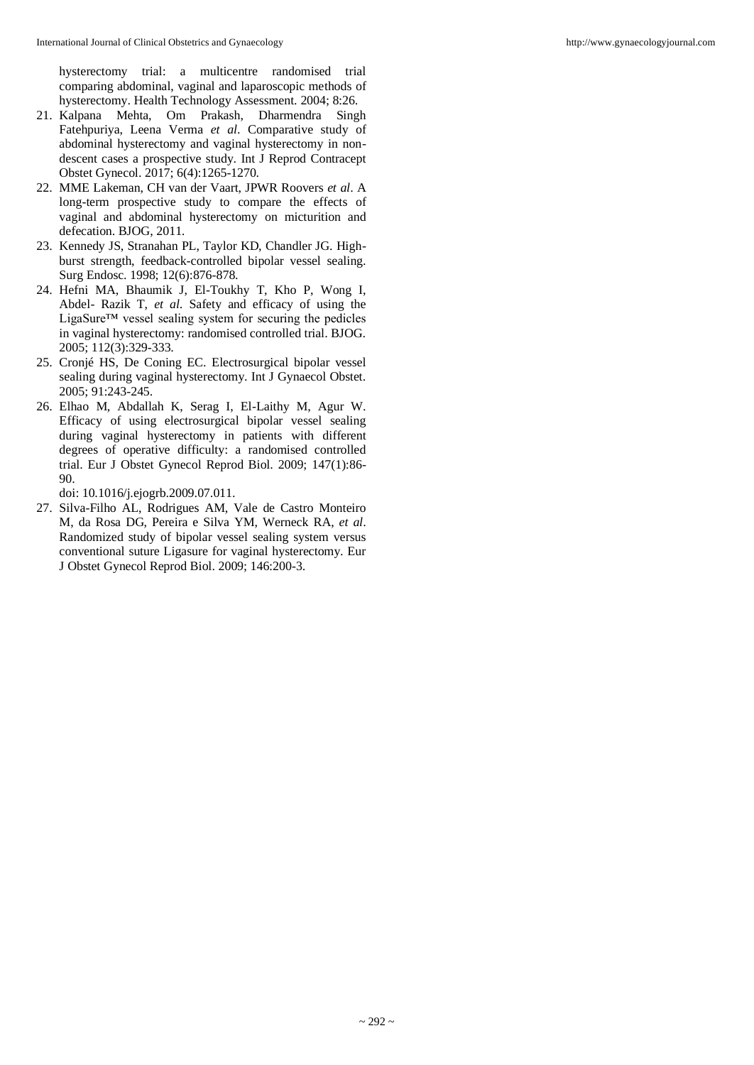hysterectomy trial: a multicentre randomised trial comparing abdominal, vaginal and laparoscopic methods of hysterectomy. Health Technology Assessment. 2004; 8:26.

21. Kalpana Mehta, Om Prakash, Dharmendra Singh Fatehpuriya, Leena Verma *et al*. Comparative study of abdominal hysterectomy and vaginal hysterectomy in non-descent cases a prospective study. Int J Reprod Contracept Obstet Gynecol. 2017; 6(4):1265-1270.
22. MME Lakeman, CH van der Vaart, JPWR Roovers *et al*. A long-term prospective study to compare the effects of vaginal and abdominal hysterectomy on micturition and defecation. BJOG, 2011.
23. Kennedy JS, Stranahan PL, Taylor KD, Chandler JG. High-burst strength, feedback-controlled bipolar vessel sealing. Surg Endosc. 1998; 12(6):876-878.
24. Hefni MA, Bhaumik J, El-Toukhy T, Kho P, Wong I, Abdel- Razik T, *et al*. Safety and efficacy of using the LigaSure™ vessel sealing system for securing the pedicles in vaginal hysterectomy: randomised controlled trial. BJOG. 2005; 112(3):329-333.
25. Cronjé HS, De Coning EC. Electrosurgical bipolar vessel sealing during vaginal hysterectomy. Int J Gynaecol Obstet. 2005; 91:243-245.
26. Elhao M, Abdallah K, Serag I, El-Laithy M, Agur W. Efficacy of using electrosurgical bipolar vessel sealing during vaginal hysterectomy in patients with different degrees of operative difficulty: a randomised controlled trial. Eur J Obstet Gynecol Reprod Biol. 2009; 147(1):86-90.
    doi: 10.1016/j.ejogrb.2009.07.011.
27. Silva-Filho AL, Rodrigues AM, Vale de Castro Monteiro M, da Rosa DG, Pereira e Silva YM, Werneck RA, *et al*. Randomized study of bipolar vessel sealing system versus conventional suture Ligasure for vaginal hysterectomy. Eur J Obstet Gynecol Reprod Biol. 2009; 146:200-3.